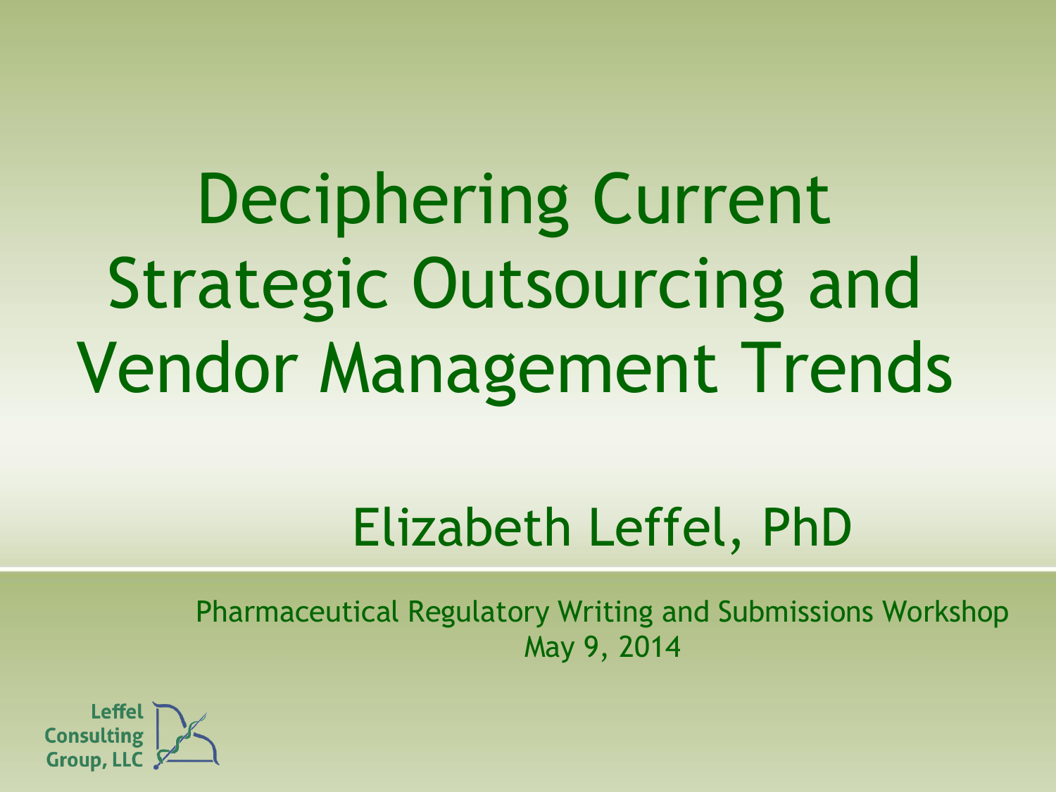# Deciphering Current Strategic Outsourcing and Vendor Management Trends

Elizabeth Leffel, PhD

Pharmaceutical Regulatory Writing and Submissions Workshop
May 9, 2014

Leffel Consulting Group, LLC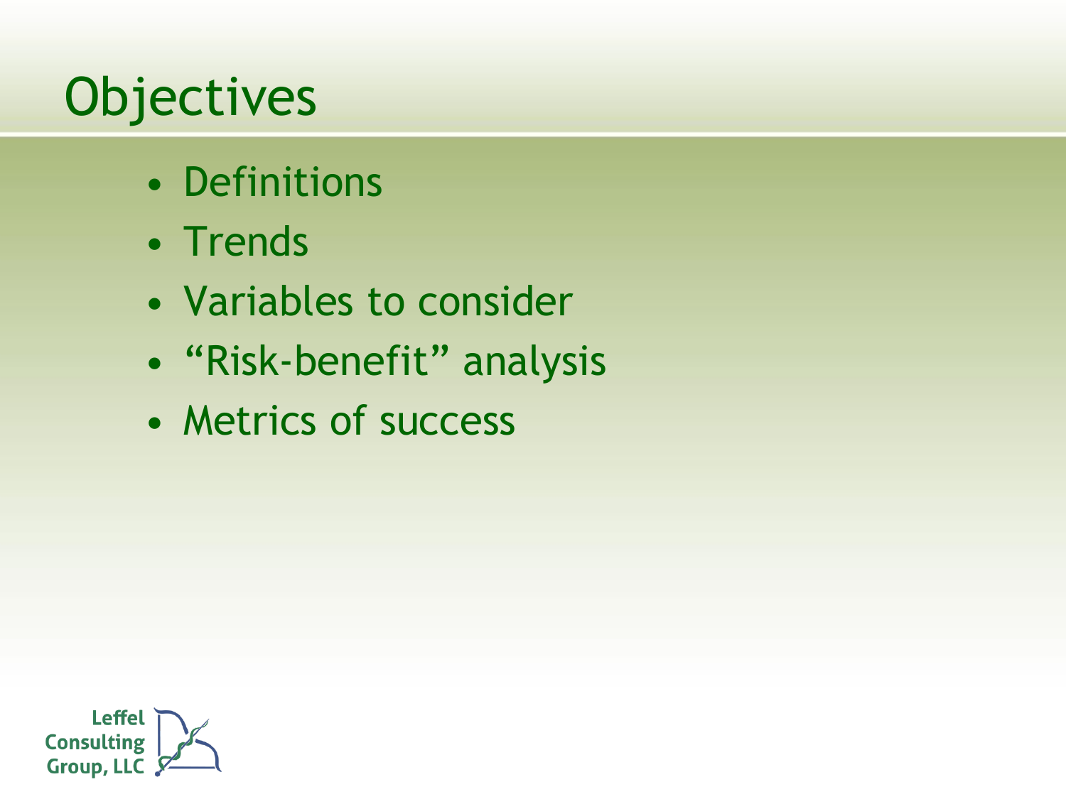# Objectives

- Definitions
- Trends
- Variables to consider
- “Risk-benefit” analysis
- Metrics of success

Leffel Consulting Group, LLC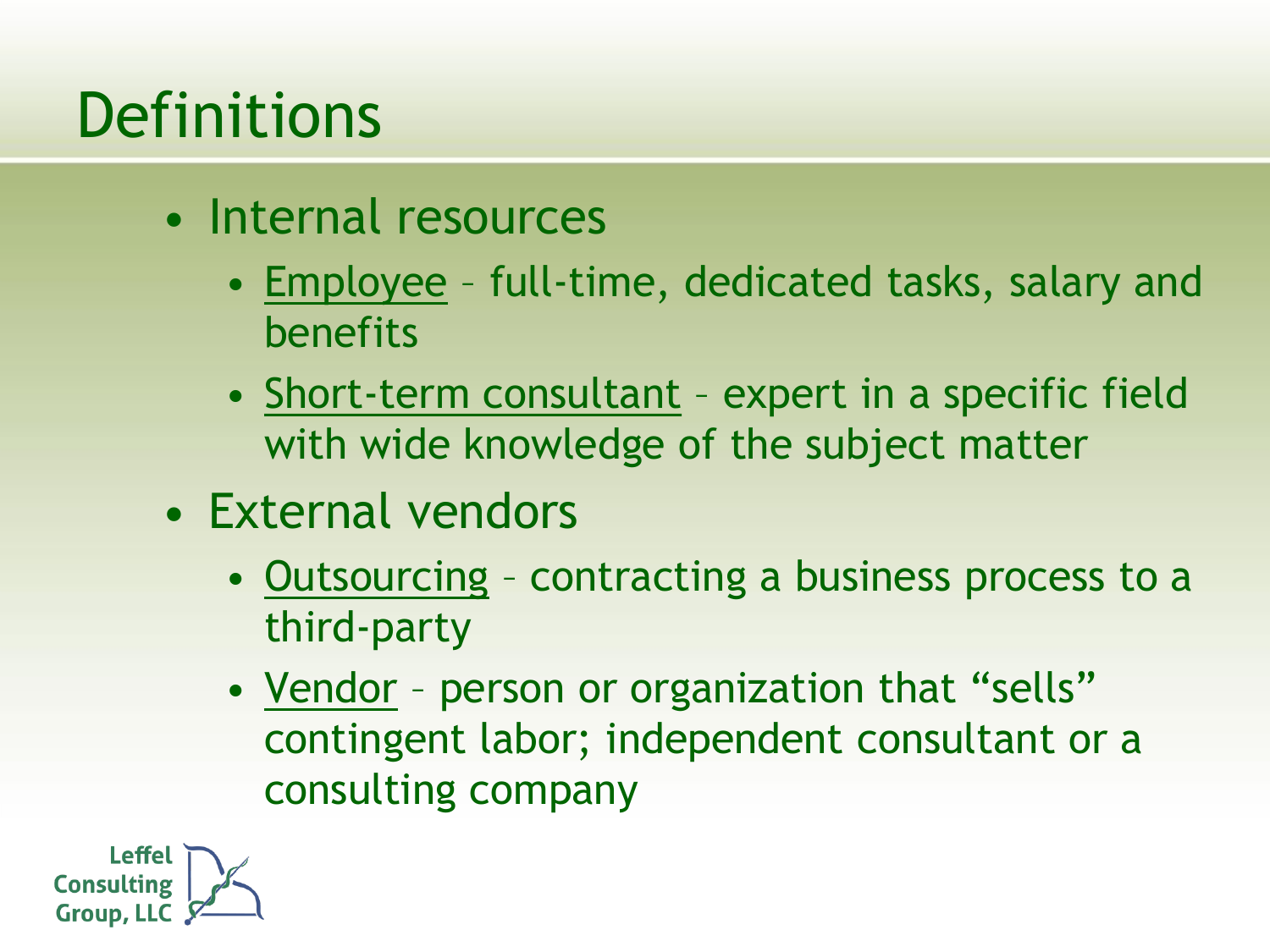# Definitions

- Internal resources
  - Employee – full-time, dedicated tasks, salary and benefits
  - Short-term consultant – expert in a specific field with wide knowledge of the subject matter
- External vendors
  - Outsourcing – contracting a business process to a third-party
  - Vendor – person or organization that "sells" contingent labor; independent consultant or a consulting company

Leffel Consulting Group, LLC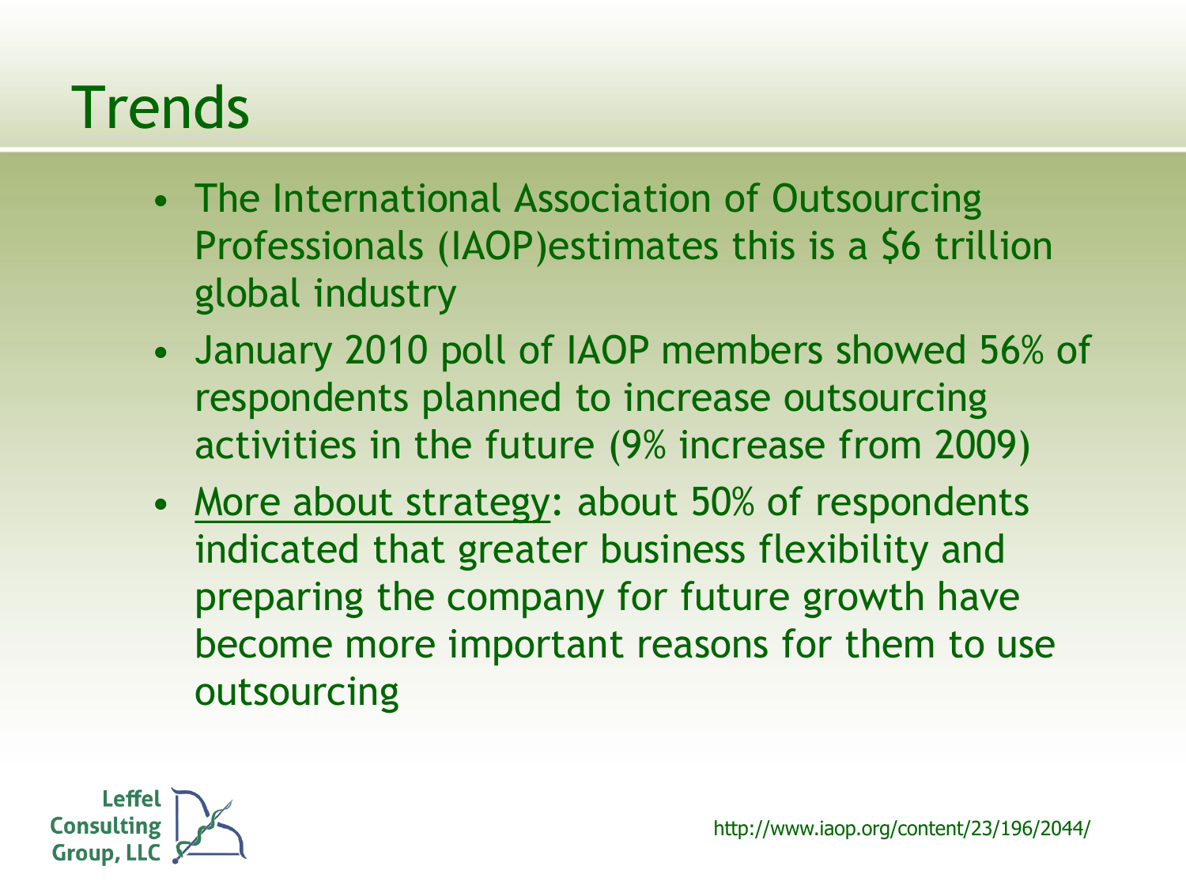# Trends

- The International Association of Outsourcing Professionals (IAOP)estimates this is a $6 trillion global industry
- January 2010 poll of IAOP members showed 56% of respondents planned to increase outsourcing activities in the future (9% increase from 2009)
- <u>More about strategy</u>: about 50% of respondents indicated that greater business flexibility and preparing the company for future growth have become more important reasons for them to use outsourcing

Leffel Consulting Group, LLC

http://www.iaop.org/content/23/196/2044/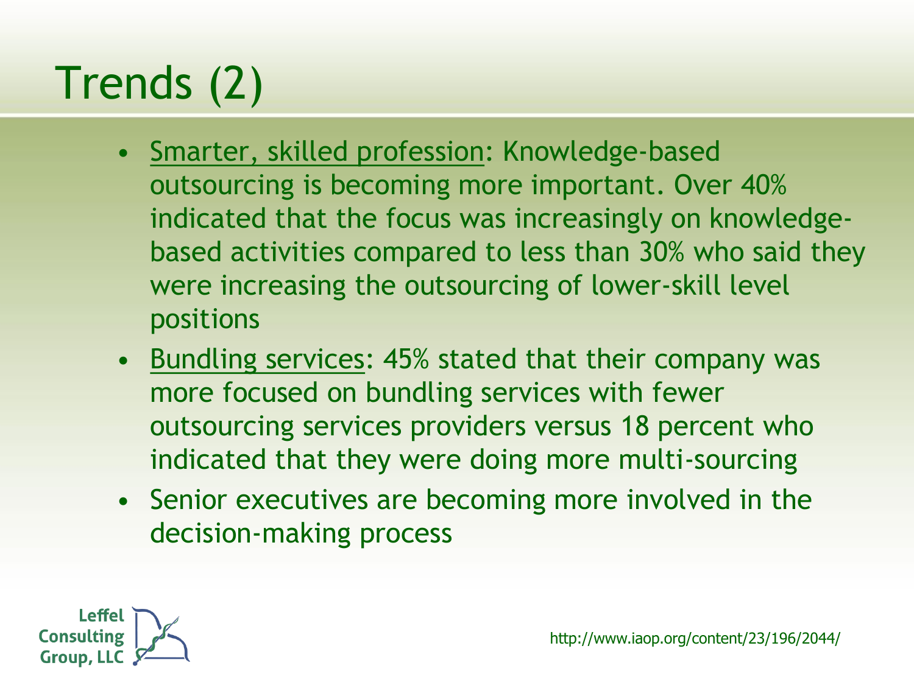# Trends (2)

- Smarter, skilled profession: Knowledge-based outsourcing is becoming more important. Over 40% indicated that the focus was increasingly on knowledge-based activities compared to less than 30% who said they were increasing the outsourcing of lower-skill level positions
- Bundling services: 45% stated that their company was more focused on bundling services with fewer outsourcing services providers versus 18 percent who indicated that they were doing more multi-sourcing
- Senior executives are becoming more involved in the decision-making process

Leffel Consulting Group, LLC

http://www.iaop.org/content/23/196/2044/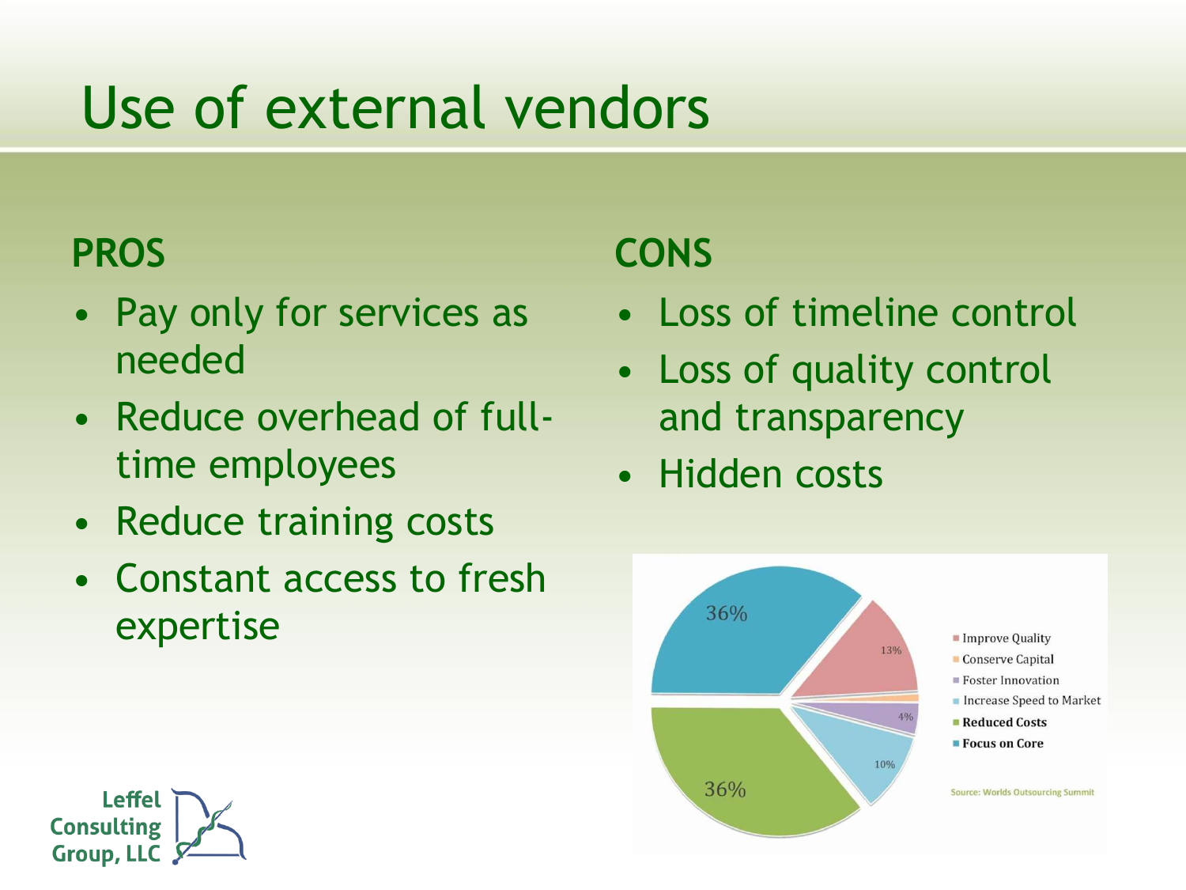# Use of external vendors

## PROS

- Pay only for services as needed
- Reduce overhead of full-time employees
- Reduce training costs
- Constant access to fresh expertise

## CONS

- Loss of timeline control
- Loss of quality control and transparency
- Hidden costs

| Category | Percentage |
| --- | --- |
| Improve Quality | 13% |
| Conserve Capital | |
| Foster Innovation | 4% |
| Increase Speed to Market | 10% |
| **Reduced Costs** | 36% |
| **Focus on Core** | 36% |

Source: Worlds Outsourcing Summit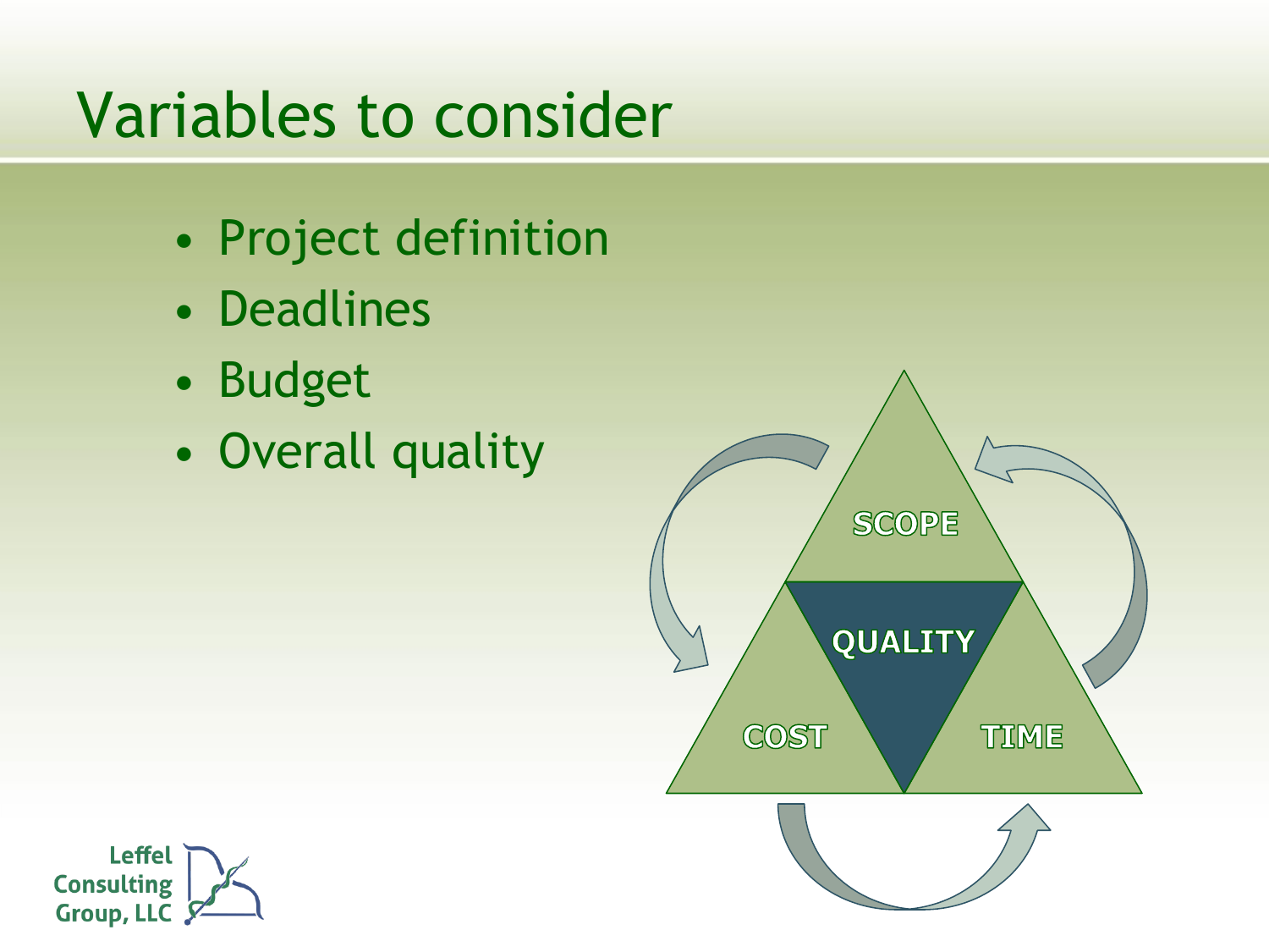# Variables to consider

- Project definition
- Deadlines
- Budget
- Overall quality

SCOPE

QUALITY

COST

TIME

Leffel Consulting Group, LLC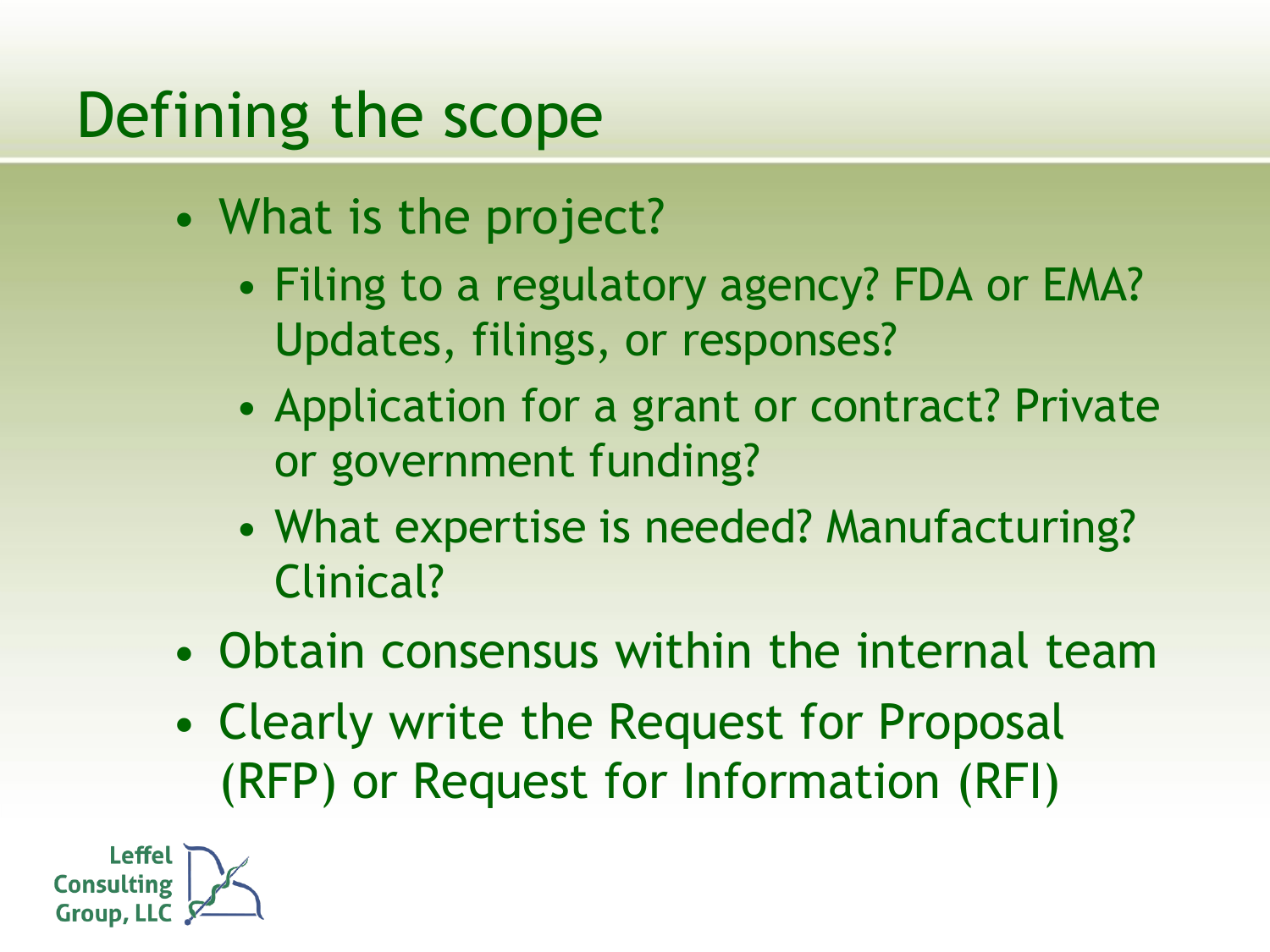# Defining the scope

- What is the project?
  - Filing to a regulatory agency? FDA or EMA? Updates, filings, or responses?
  - Application for a grant or contract? Private or government funding?
  - What expertise is needed? Manufacturing? Clinical?
- Obtain consensus within the internal team
- Clearly write the Request for Proposal (RFP) or Request for Information (RFI)

Leffel Consulting Group, LLC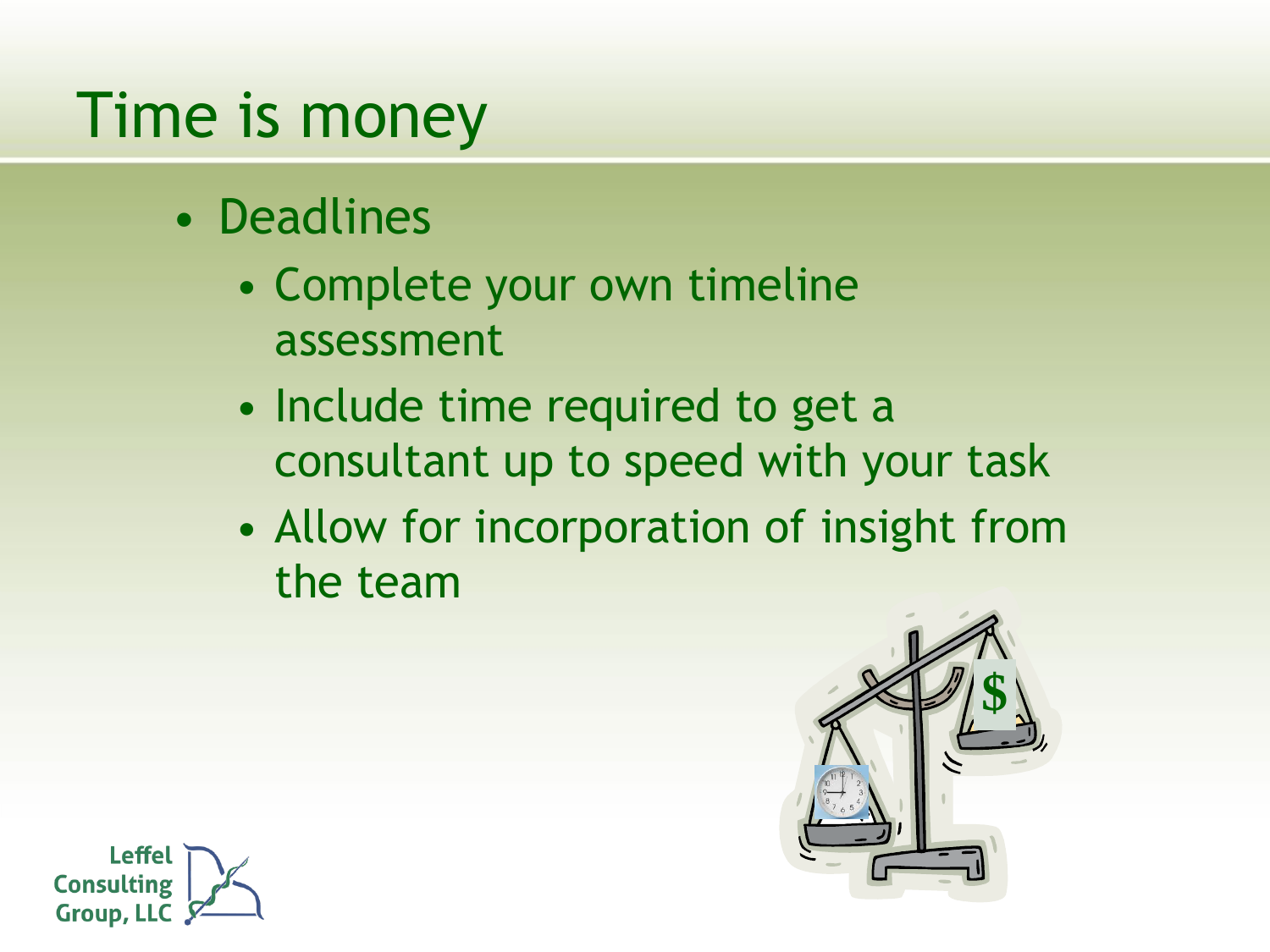# Time is money

- Deadlines
  - Complete your own timeline assessment
  - Include time required to get a consultant up to speed with your task
  - Allow for incorporation of insight from the team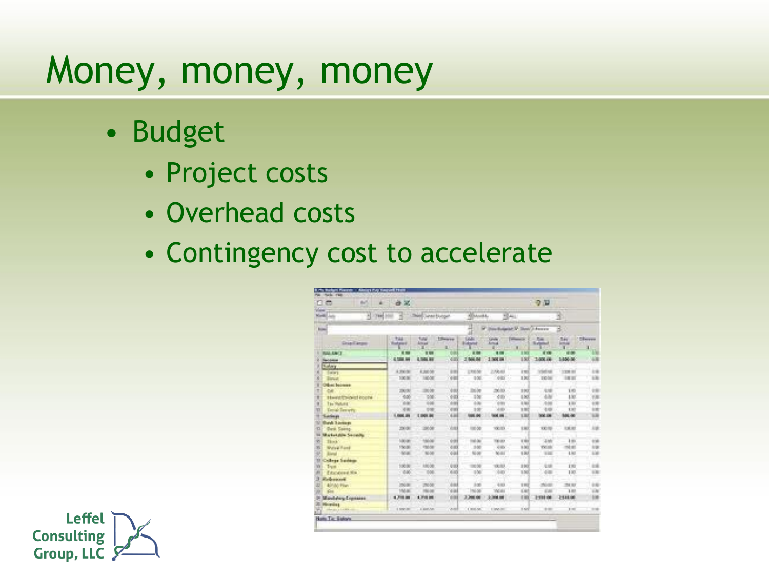# Money, money, money

- Budget
  - Project costs
  - Overhead costs
  - Contingency cost to accelerate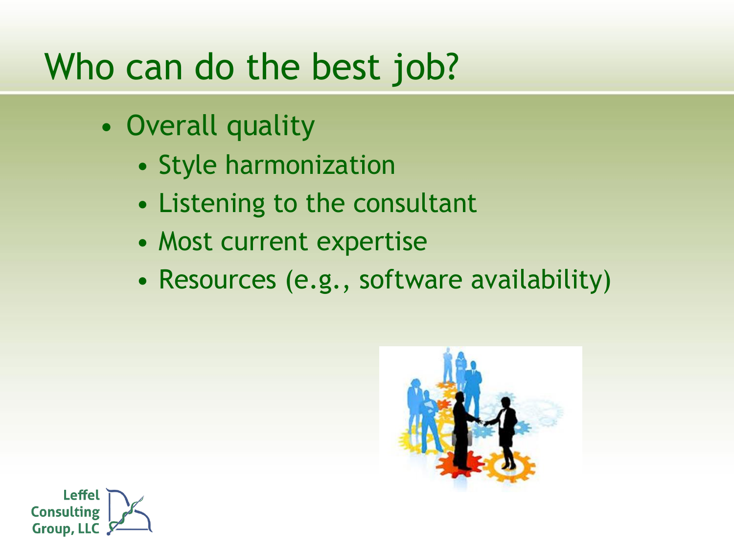# Who can do the best job?

- Overall quality
  - Style harmonization
  - Listening to the consultant
  - Most current expertise
  - Resources (e.g., software availability)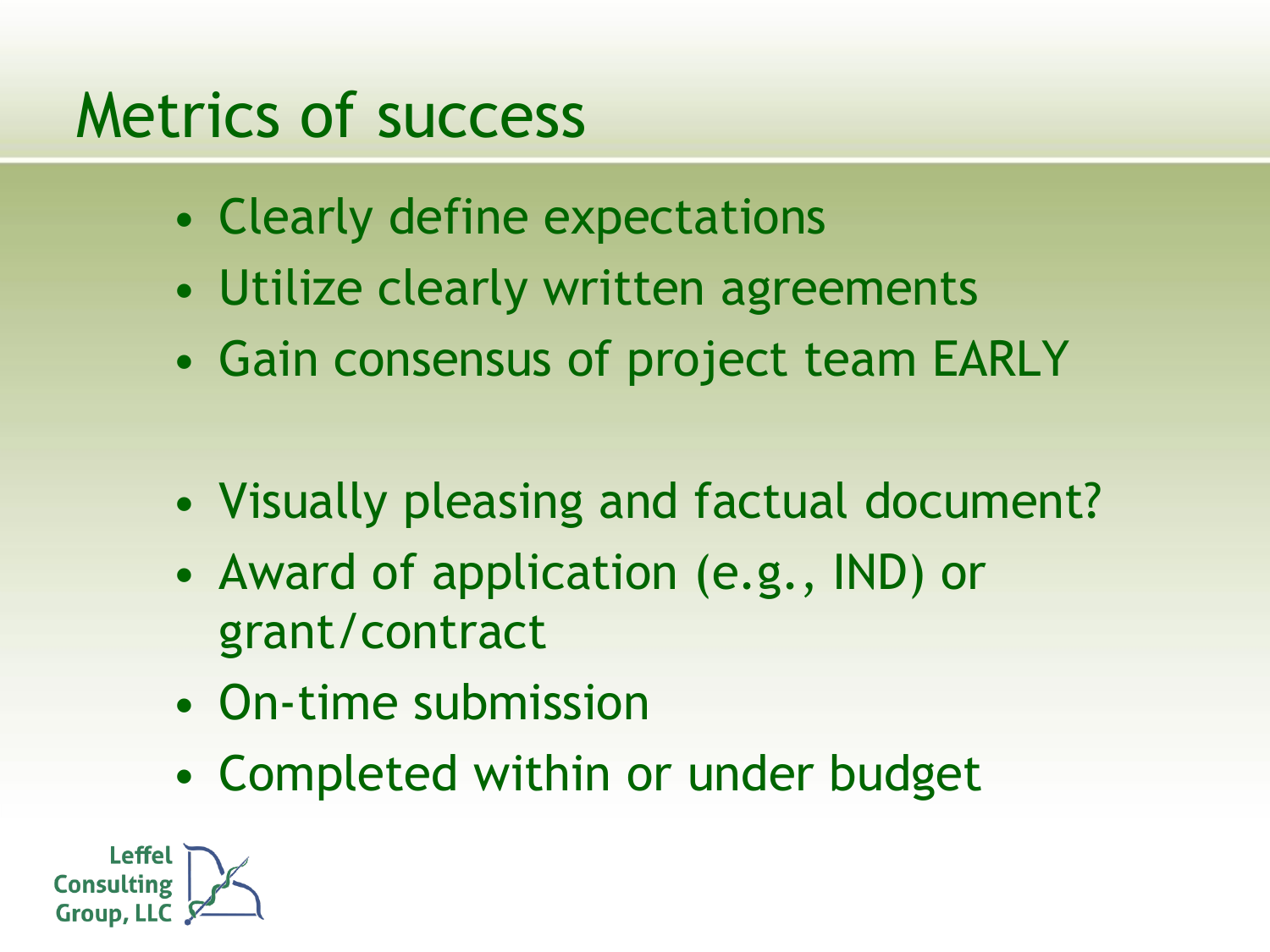# Metrics of success

- Clearly define expectations
- Utilize clearly written agreements
- Gain consensus of project team EARLY

- Visually pleasing and factual document?
- Award of application (e.g., IND) or grant/contract
- On-time submission
- Completed within or under budget

Leffel Consulting Group, LLC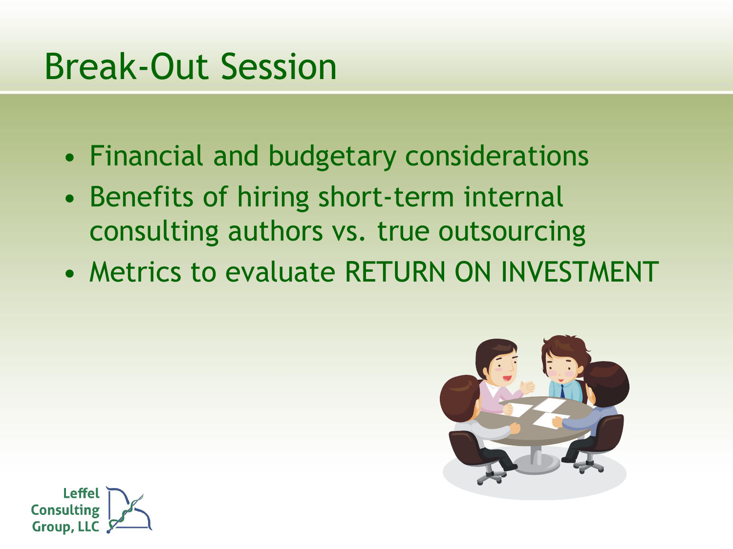# Break-Out Session

- Financial and budgetary considerations
- Benefits of hiring short-term internal consulting authors vs. true outsourcing
- Metrics to evaluate RETURN ON INVESTMENT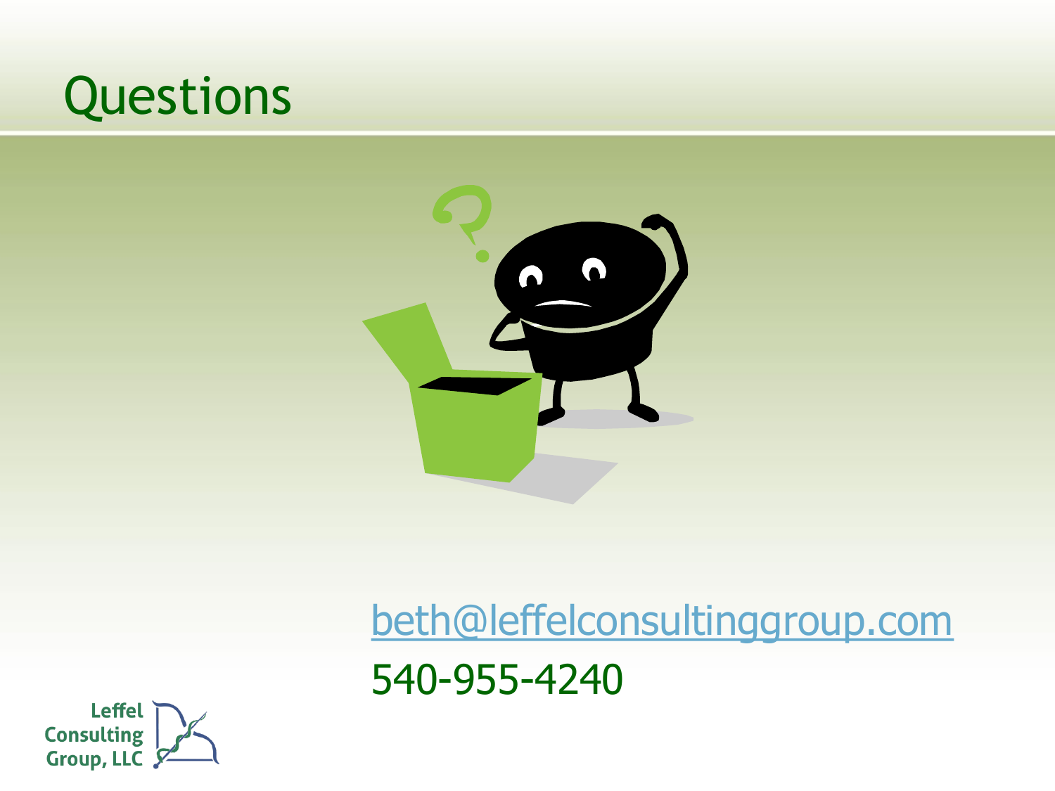# Questions

beth@leffelconsultinggroup.com

540-955-4240

Leffel Consulting Group, LLC